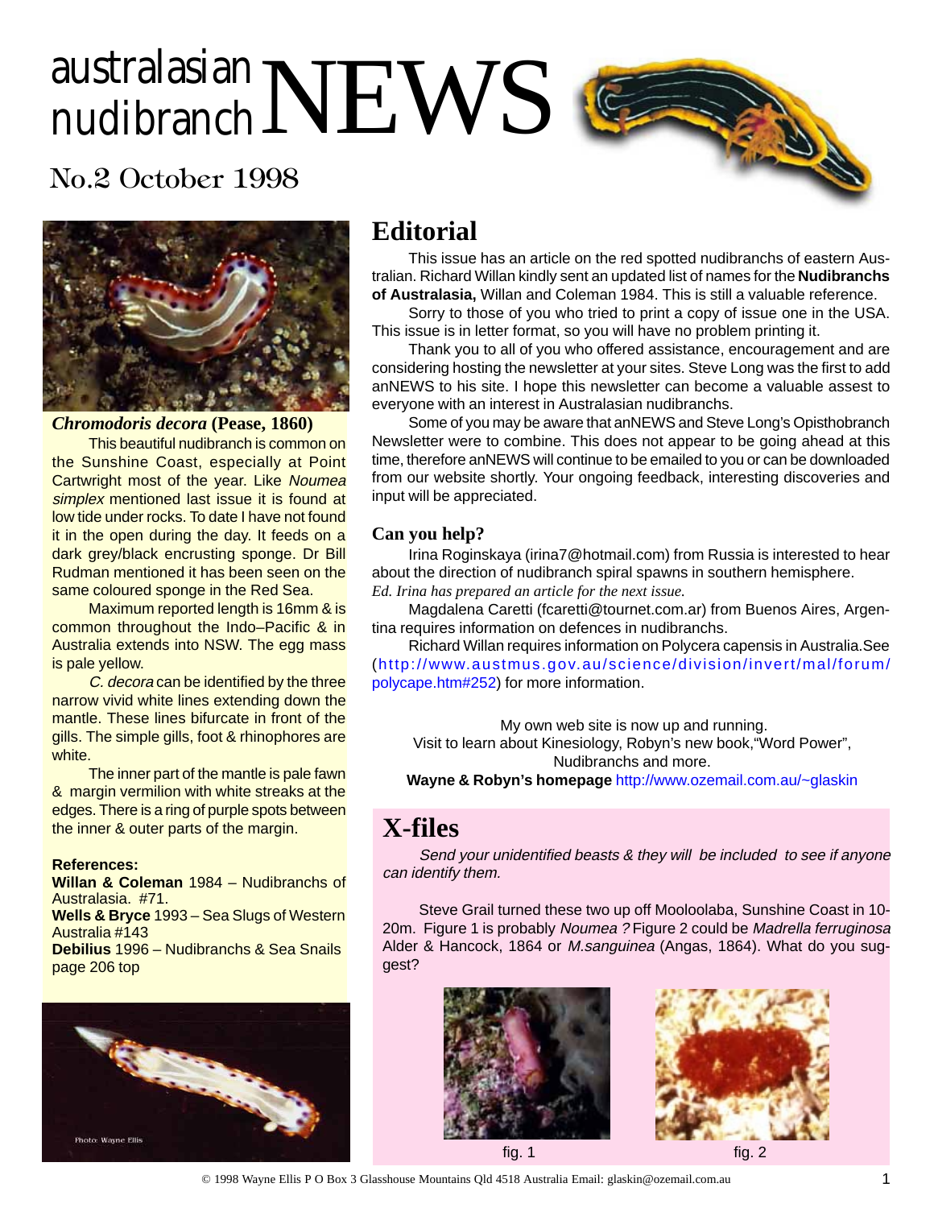# australasian nudibranch NEWS

## No.2 October 1998

### *Chromodoris decora* (Pease, 1860)

This beautiful nudibranch is common on the Sunshine Coast, especially at Point Cartwright most of the year. Like *Noumea simplex* mentioned last issue it is found at low tide under rocks. To date I have not found it in the open during the day. It feeds on a dark grey/black encrusting sponge. Dr Bill Rudman mentioned it has been seen on the same coloured sponge in the Red Sea.

Maximum reported length is 16mm & is common throughout the Indo–Pacific & in Australia extends into NSW. The egg mass is pale yellow.

*C. decora* can be identified by the three narrow vivid white lines extending down the mantle. These lines bifurcate in front of the gills. The simple gills, foot & rhinophores are white.

The inner part of the mantle is pale fawn & margin vermilion with white streaks at the edges. There is a ring of purple spots between the inner & outer parts of the margin.

**References:**
**Willan & Coleman** 1984 – Nudibranchs of Australasia. #71.
**Wells & Bryce** 1993 – Sea Slugs of Western Australia #143
**Debilius** 1996 – Nudibranchs & Sea Snails page 206 top

Photo: Wayne Ellis

## Editorial

This issue has an article on the red spotted nudibranchs of eastern Australian. Richard Willan kindly sent an updated list of names for the **Nudibranchs of Australasia,** Willan and Coleman 1984. This is still a valuable reference.

Sorry to those of you who tried to print a copy of issue one in the USA. This issue is in letter format, so you will have no problem printing it.

Thank you to all of you who offered assistance, encouragement and are considering hosting the newsletter at your sites. Steve Long was the first to add anNEWS to his site. I hope this newsletter can become a valuable assest to everyone with an interest in Australasian nudibranchs.

Some of you may be aware that anNEWS and Steve Long's Opisthobranch Newsletter were to combine. This does not appear to be going ahead at this time, therefore anNEWS will continue to be emailed to you or can be downloaded from our website shortly. Your ongoing feedback, interesting discoveries and input will be appreciated.

### Can you help?

Irina Roginskaya (irina7@hotmail.com) from Russia is interested to hear about the direction of nudibranch spiral spawns in southern hemisphere.
*Ed. Irina has prepared an article for the next issue.*

Magdalena Caretti (fcaretti@tournet.com.ar) from Buenos Aires, Argentina requires information on defences in nudibranchs.

Richard Willan requires information on Polycera capensis in Australia.See (http://www.austmus.gov.au/science/division/invert/mal/forum/polycape.htm#252) for more information.

My own web site is now up and running.
Visit to learn about Kinesiology, Robyn's new book,"Word Power", Nudibranchs and more.
**Wayne & Robyn's homepage** http://www.ozemail.com.au/~glaskin

## X-files

*Send your unidentified beasts & they will be included to see if anyone can identify them.*

Steve Grail turned these two up off Mooloolaba, Sunshine Coast in 10-20m. Figure 1 is probably *Noumea ?* Figure 2 could be *Madrella ferruginosa* Alder & Hancock, 1864 or *M.sanguinea* (Angas, 1864). What do you suggest?

fig. 1

fig. 2

© 1998 Wayne Ellis P O Box 3 Glasshouse Mountains Qld 4518 Australia Email: glaskin@ozemail.com.au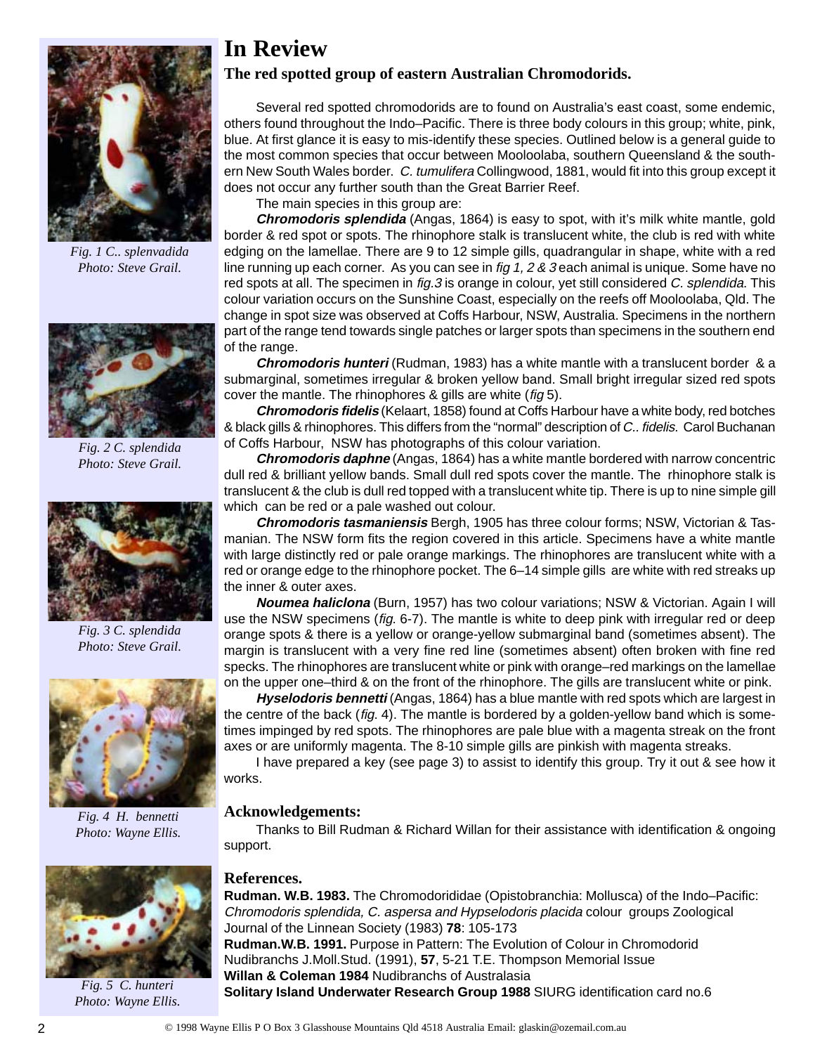# In Review

## The red spotted group of eastern Australian Chromodorids.

Several red spotted chromodorids are to found on Australia's east coast, some endemic, others found throughout the Indo–Pacific. There is three body colours in this group; white, pink, blue. At first glance it is easy to mis-identify these species. Outlined below is a general guide to the most common species that occur between Mooloolaba, southern Queensland & the southern New South Wales border. *C. tumulifera* Collingwood, 1881, would fit into this group except it does not occur any further south than the Great Barrier Reef.

The main species in this group are:

***Chromodoris splendida*** (Angas, 1864) is easy to spot, with it's milk white mantle, gold border & red spot or spots. The rhinophore stalk is translucent white, the club is red with white edging on the lamellae. There are 9 to 12 simple gills, quadrangular in shape, white with a red line running up each corner. As you can see in *fig 1, 2 & 3* each animal is unique. Some have no red spots at all. The specimen in *fig.3* is orange in colour, yet still considered *C. splendida.* This colour variation occurs on the Sunshine Coast, especially on the reefs off Mooloolaba, Qld. The change in spot size was observed at Coffs Harbour, NSW, Australia. Specimens in the northern part of the range tend towards single patches or larger spots than specimens in the southern end of the range.

***Chromodoris hunteri*** (Rudman, 1983) has a white mantle with a translucent border & a submarginal, sometimes irregular & broken yellow band. Small bright irregular sized red spots cover the mantle. The rhinophores & gills are white (*fig* 5).

***Chromodoris fidelis*** (Kelaart, 1858) found at Coffs Harbour have a white body, red botches & black gills & rhinophores. This differs from the "normal" description of *C.. fidelis.* Carol Buchanan of Coffs Harbour, NSW has photographs of this colour variation.

***Chromodoris daphne*** (Angas, 1864) has a white mantle bordered with narrow concentric dull red & brilliant yellow bands. Small dull red spots cover the mantle. The rhinophore stalk is translucent & the club is dull red topped with a translucent white tip. There is up to nine simple gill which can be red or a pale washed out colour.

***Chromodoris tasmaniensis*** Bergh, 1905 has three colour forms; NSW, Victorian & Tasmanian. The NSW form fits the region covered in this article. Specimens have a white mantle with large distinctly red or pale orange markings. The rhinophores are translucent white with a red or orange edge to the rhinophore pocket. The 6–14 simple gills are white with red streaks up the inner & outer axes.

***Noumea haliclona*** (Burn, 1957) has two colour variations; NSW & Victorian. Again I will use the NSW specimens (*fig.* 6-7). The mantle is white to deep pink with irregular red or deep orange spots & there is a yellow or orange-yellow submarginal band (sometimes absent). The margin is translucent with a very fine red line (sometimes absent) often broken with fine red specks. The rhinophores are translucent white or pink with orange–red markings on the lamellae on the upper one–third & on the front of the rhinophore. The gills are translucent white or pink.

***Hyselodoris bennetti*** (Angas, 1864) has a blue mantle with red spots which are largest in the centre of the back (*fig.* 4). The mantle is bordered by a golden-yellow band which is sometimes impinged by red spots. The rhinophores are pale blue with a magenta streak on the front axes or are uniformly magenta. The 8-10 simple gills are pinkish with magenta streaks.

I have prepared a key (see page 3) to assist to identify this group. Try it out & see how it works.

### Acknowledgements:

Thanks to Bill Rudman & Richard Willan for their assistance with identification & ongoing support.

### References.

**Rudman. W.B. 1983.** The Chromodorididae (Opistobranchia: Mollusca) of the Indo–Pacific: *Chromodoris splendida, C. aspersa and Hypselodoris placida* colour groups Zoological Journal of the Linnean Society (1983) **78**: 105-173

**Rudman.W.B. 1991.** Purpose in Pattern: The Evolution of Colour in Chromodorid Nudibranchs J.Moll.Stud. (1991), **57**, 5-21 T.E. Thompson Memorial Issue

**Willan & Coleman 1984** Nudibranchs of Australasia

**Solitary Island Underwater Research Group 1988** SIURG identification card no.6

*Fig. 1 C.. splenvadida*
*Photo: Steve Grail.*

*Fig. 2 C. splendida*
*Photo: Steve Grail.*

*Fig. 3 C. splendida*
*Photo: Steve Grail.*

*Fig. 4 H. bennetti*
*Photo: Wayne Ellis.*

*Fig. 5 C. hunteri*
*Photo: Wayne Ellis.*

© 1998 Wayne Ellis P O Box 3 Glasshouse Mountains Qld 4518 Australia Email: glaskin@ozemail.com.au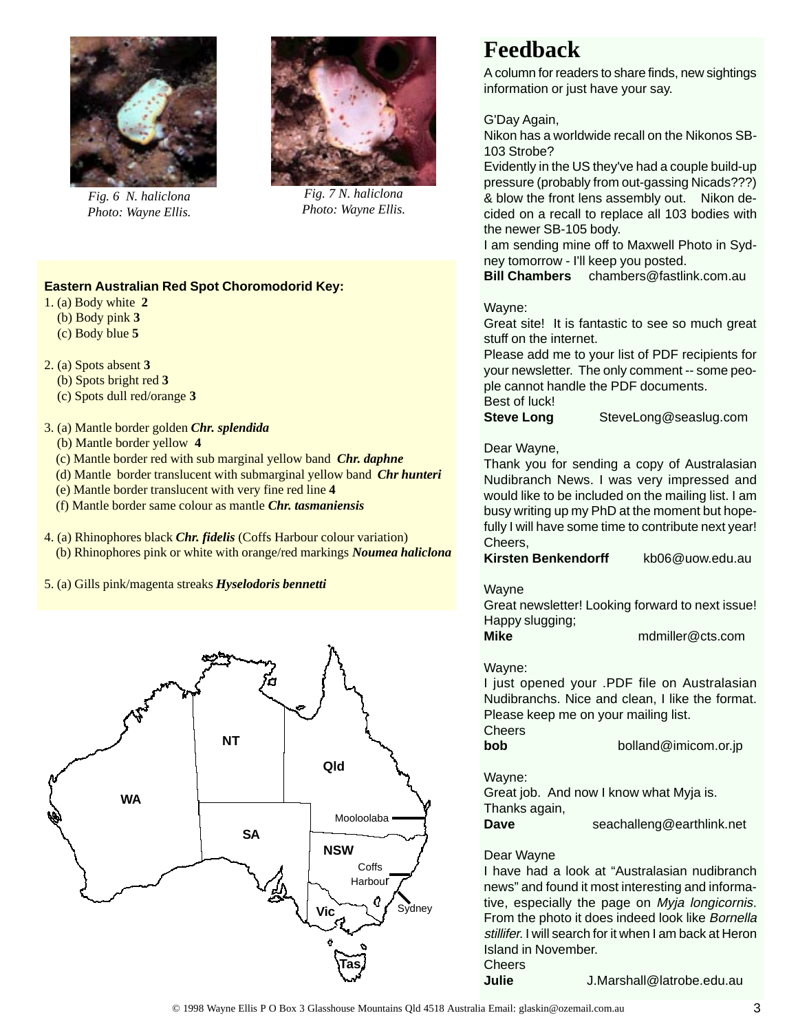*Fig. 6 N. haliclona*
*Photo: Wayne Ellis.*

*Fig. 7 N. haliclona*
*Photo: Wayne Ellis.*

**Eastern Australian Red Spot Choromodorid Key:**

1. (a) Body white **2**
   (b) Body pink **3**
   (c) Body blue **5**

2. (a) Spots absent **3**
   (b) Spots bright red **3**
   (c) Spots dull red/orange **3**

3. (a) Mantle border golden ***Chr. splendida***
   (b) Mantle border yellow **4**
   (c) Mantle border red with sub marginal yellow band ***Chr. daphne***
   (d) Mantle border translucent with submarginal yellow band ***Chr hunteri***
   (e) Mantle border translucent with very fine red line **4**
   (f) Mantle border same colour as mantle ***Chr. tasmaniensis***

4. (a) Rhinophores black ***Chr. fidelis*** (Coffs Harbour colour variation)
   (b) Rhinophores pink or white with orange/red markings ***Noumea haliclona***

5. (a) Gills pink/magenta streaks ***Hyselodoris bennetti***

WA, NT, Qld, SA, NSW, Vic, Tas, Mooloolaba, Coffs Harbour, Sydney

# Feedback

A column for readers to share finds, new sightings information or just have your say.

G'Day Again,
Nikon has a worldwide recall on the Nikonos SB-103 Strobe?
Evidently in the US they've had a couple build-up pressure (probably from out-gassing Nicads???) & blow the front lens assembly out. Nikon decided on a recall to replace all 103 bodies with the newer SB-105 body.
I am sending mine off to Maxwell Photo in Sydney tomorrow - I'll keep you posted.
**Bill Chambers** chambers@fastlink.com.au

Wayne:
Great site! It is fantastic to see so much great stuff on the internet.
Please add me to your list of PDF recipients for your newsletter. The only comment -- some people cannot handle the PDF documents.
Best of luck!
**Steve Long** SteveLong@seaslug.com

Dear Wayne,
Thank you for sending a copy of Australasian Nudibranch News. I was very impressed and would like to be included on the mailing list. I am busy writing up my PhD at the moment but hopefully I will have some time to contribute next year!
Cheers,
**Kirsten Benkendorff** kb06@uow.edu.au

Wayne
Great newsletter! Looking forward to next issue!
Happy slugging;
**Mike** mdmiller@cts.com

Wayne:
I just opened your .PDF file on Australasian Nudibranchs. Nice and clean, I like the format.
Please keep me on your mailing list.
Cheers
**bob** bolland@imicom.or.jp

Wayne:
Great job. And now I know what Myja is.
Thanks again,
**Dave** seachalleng@earthlink.net

Dear Wayne
I have had a look at "Australasian nudibranch news" and found it most interesting and informative, especially the page on *Myja longicornis*. From the photo it does indeed look like *Bornella stillifer*. I will search for it when I am back at Heron Island in November.
Cheers
**Julie** J.Marshall@latrobe.edu.au

© 1998 Wayne Ellis P O Box 3 Glasshouse Mountains Qld 4518 Australia Email: glaskin@ozemail.com.au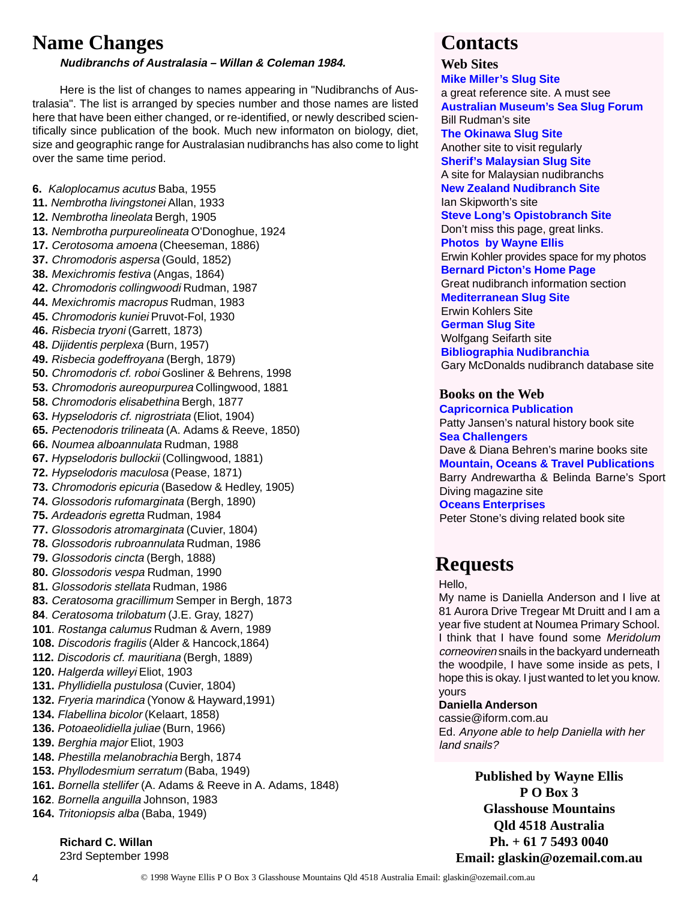# Name Changes

***Nudibranchs of Australasia – Willan & Coleman 1984.***

Here is the list of changes to names appearing in "Nudibranchs of Australasia". The list is arranged by species number and those names are listed here that have been either changed, or re-identified, or newly described scientifically since publication of the book. Much new informaton on biology, diet, size and geographic range for Australasian nudibranchs has also come to light over the same time period.

**6.** *Kaloplocamus acutus* Baba, 1955
**11.** *Nembrotha livingstonei* Allan, 1933
**12.** *Nembrotha lineolata* Bergh, 1905
**13.** *Nembrotha purpureolineata* O'Donoghue, 1924
**17.** *Cerotosoma amoena* (Cheeseman, 1886)
**37.** *Chromodoris aspersa* (Gould, 1852)
**38.** *Mexichromis festiva* (Angas, 1864)
**42.** *Chromodoris collingwoodi* Rudman, 1987
**44.** *Mexichromis macropus* Rudman, 1983
**45.** *Chromodoris kuniei* Pruvot-Fol, 1930
**46.** *Risbecia tryoni* (Garrett, 1873)
**48.** *Dijidentis perplexa* (Burn, 1957)
**49.** *Risbecia godeffroyana* (Bergh, 1879)
**50.** *Chromodoris cf. roboi* Gosliner & Behrens, 1998
**53.** *Chromodoris aureopurpurea* Collingwood, 1881
**58.** *Chromodoris elisabethina* Bergh, 1877
**63.** *Hypselodoris cf. nigrostriata* (Eliot, 1904)
**65.** *Pectenodoris trilineata* (A. Adams & Reeve, 1850)
**66.** *Noumea alboannulata* Rudman, 1988
**67.** *Hypselodoris bullockii* (Collingwood, 1881)
**72.** *Hypselodoris maculosa* (Pease, 1871)
**73.** *Chromodoris epicuria* (Basedow & Hedley, 1905)
**74.** *Glossodoris rufomarginata* (Bergh, 1890)
**75.** *Ardeadoris egretta* Rudman, 1984
**77.** *Glossodoris atromarginata* (Cuvier, 1804)
**78.** *Glossodoris rubroannulata* Rudman, 1986
**79.** *Glossodoris cincta* (Bergh, 1888)
**80.** *Glossodoris vespa* Rudman, 1990
**81.** *Glossodoris stellata* Rudman, 1986
**83.** *Ceratosoma gracillimum* Semper in Bergh, 1873
**84**. *Ceratosoma trilobatum* (J.E. Gray, 1827)
**101**. *Rostanga calumus* Rudman & Avern, 1989
**108.** *Discodoris fragilis* (Alder & Hancock,1864)
**112.** *Discodoris cf. mauritiana* (Bergh, 1889)
**120.** *Halgerda willeyi* Eliot, 1903
**131.** *Phyllidiella pustulosa* (Cuvier, 1804)
**132.** *Fryeria marindica* (Yonow & Hayward,1991)
**134.** *Flabellina bicolor* (Kelaart, 1858)
**136.** *Potoaeolidiella juliae* (Burn, 1966)
**139.** *Berghia major* Eliot, 1903
**148.** *Phestilla melanobrachia* Bergh, 1874
**153.** *Phyllodesmium serratum* (Baba, 1949)
**161.** *Bornella stellifer* (A. Adams & Reeve in A. Adams, 1848)
**162**. *Bornella anguilla* Johnson, 1983
**164.** *Tritoniopsis alba* (Baba, 1949)

**Richard C. Willan**
23rd September 1998

# Contacts

## Web Sites

**Mike Miller's Slug Site**
a great reference site. A must see
**Australian Museum's Sea Slug Forum**
Bill Rudman's site
**The Okinawa Slug Site**
Another site to visit regularly
**Sherif's Malaysian Slug Site**
A site for Malaysian nudibranchs
**New Zealand Nudibranch Site**
Ian Skipworth's site
**Steve Long's Opistobranch Site**
Don't miss this page, great links.
**Photos by Wayne Ellis**
Erwin Kohler provides space for my photos
**Bernard Picton's Home Page**
Great nudibranch information section
**Mediterranean Slug Site**
Erwin Kohlers Site
**German Slug Site**
Wolfgang Seifarth site
**Bibliographia Nudibranchia**
Gary McDonalds nudibranch database site

## Books on the Web

**Capricornica Publication**
Patty Jansen's natural history book site
**Sea Challengers**
Dave & Diana Behren's marine books site
**Mountain, Oceans & Travel Publications**
Barry Andrewartha & Belinda Barne's Sport Diving magazine site
**Oceans Enterprises**
Peter Stone's diving related book site

# Requests

Hello,
My name is Daniella Anderson and I live at 81 Aurora Drive Tregear Mt Druitt and I am a year five student at Noumea Primary School. I think that I have found some *Meridolum corneoviren* snails in the backyard underneath the woodpile, I have some inside as pets, I hope this is okay. I just wanted to let you know.
yours
**Daniella Anderson**
cassie@iform.com.au
Ed. *Anyone able to help Daniella with her land snails?*

**Published by Wayne Ellis**
**P O Box 3**
**Glasshouse Mountains**
**Qld 4518 Australia**
**Ph. + 61 7 5493 0040**
**Email: glaskin@ozemail.com.au**

© 1998 Wayne Ellis P O Box 3 Glasshouse Mountains Qld 4518 Australia Email: glaskin@ozemail.com.au